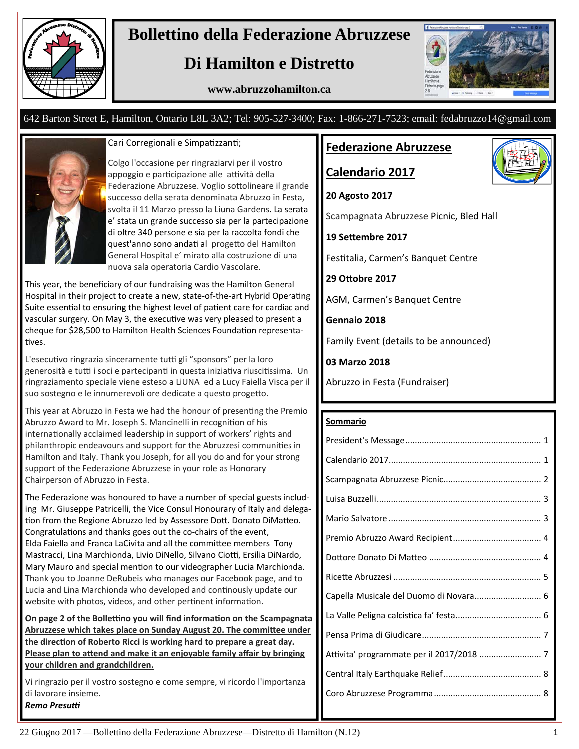# Bollettino della Federazione Abruzzese

# Di Hamilton e Distretto

**www.abruzzohamilton.ca**

642 Barton Street E, Hamilton, Ontario L8L 3A2; Tel: 905-527-3400; Fax: 1-866-271-7523; email: fedabruzzo14@gmail.com

Cari Corregionali e Simpatizzanti;

Colgo l'occasione per ringraziarvi per il vostro appoggio e partecipazione alle attività della Federazione Abruzzese. Voglio sottolineare il grande successo della serata denominata Abruzzo in Festa, svolta il 11 Marzo presso la Liuna Gardens. La serata e' stata un grande successo sia per la partecipazione di oltre 340 persone e sia per la raccolta fondi che quest'anno sono andati al progetto del Hamilton General Hospital e' mirato alla costruzione di una nuova sala operatoria Cardio Vascolare.

This year, the beneficiary of our fundraising was the Hamilton General Hospital in their project to create a new, state-of-the-art Hybrid Operating Suite essential to ensuring the highest level of patient care for cardiac and vascular surgery. On May 3, the executive was very pleased to present a cheque for $28,500 to Hamilton Health Sciences Foundation representatives.

L'esecutivo ringrazia sinceramente tutti gli "sponsors" per la loro generosità e tutti i soci e partecipanti in questa iniziativa riuscitissima. Un ringraziamento speciale viene esteso a LiUNA ed a Lucy Faiella Visca per il suo sostegno e le innumerevoli ore dedicate a questo progetto.

This year at Abruzzo in Festa we had the honour of presenting the Premio Abruzzo Award to Mr. Joseph S. Mancinelli in recognition of his internationally acclaimed leadership in support of workers' rights and philanthropic endeavours and support for the Abruzzesi communities in Hamilton and Italy. Thank you Joseph, for all you do and for your strong support of the Federazione Abruzzese in your role as Honorary Chairperson of Abruzzo in Festa.

The Federazione was honoured to have a number of special guests including Mr. Giuseppe Patricelli, the Vice Consul Honourary of Italy and delegation from the Regione Abruzzo led by Assessore Dott. Donato DiMatteo. Congratulations and thanks goes out the co-chairs of the event, Elda Faiella and Franca LaCivita and all the committee members Tony Mastracci, Lina Marchionda, Livio DiNello, Silvano Ciotti, Ersilia DiNardo, Mary Mauro and special mention to our videographer Lucia Marchionda. Thank you to Joanne DeRubeis who manages our Facebook page, and to Lucia and Lina Marchionda who developed and continously update our website with photos, videos, and other pertinent information.

**On page 2 of the Bollettino you will find information on the Scampagnata Abruzzese which takes place on Sunday August 20. The committee under the direction of Roberto Ricci is working hard to prepare a great day. Please plan to attend and make it an enjoyable family affair by bringing your children and grandchildren.**

Vi ringrazio per il vostro sostegno e come sempre, vi ricordo l'importanza di lavorare insieme.

***Remo Presutti***

## Federazione Abruzzese

## Calendario 2017

**20 Agosto 2017**

Scampagnata Abruzzese Picnic, Bled Hall

**19 Settembre 2017**

Festitalia, Carmen's Banquet Centre

**29 Ottobre 2017**

AGM, Carmen's Banquet Centre

**Gennaio 2018**

Family Event (details to be announced)

**03 Marzo 2018**

Abruzzo in Festa (Fundraiser)

## Sommario

- President's Message ........ 1
- Calendario 2017 ........ 1
- Scampagnata Abruzzese Picnic ........ 2
- Luisa Buzzelli ........ 3
- Mario Salvatore ........ 3
- Premio Abruzzo Award Recipient ........ 4
- Dottore Donato Di Matteo ........ 4
- Ricette Abruzzesi ........ 5
- Capella Musicale del Duomo di Novara ........ 6
- La Valle Peligna calcistica fa' festa ........ 6
- Pensa Prima di Giudicare ........ 7
- Attivita' programmate per il 2017/2018 ........ 7
- Central Italy Earthquake Relief ........ 8
- Coro Abruzzese Programma ........ 8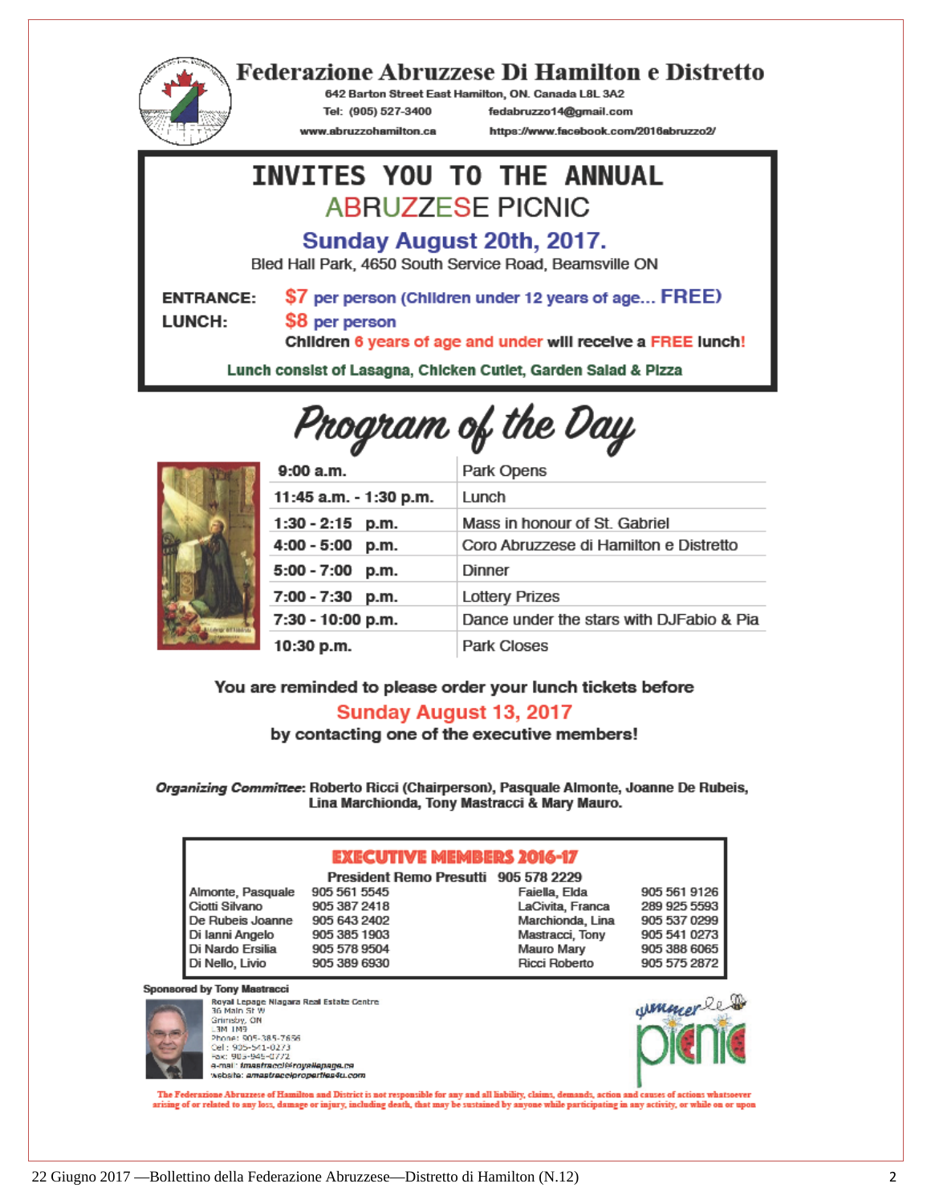# Federazione Abruzzese Di Hamilton e Distretto

642 Barton Street East Hamilton, ON. Canada L8L 3A2

Tel: (905) 527-3400 fedabruzzo14@gmail.com

www.abruzzohamilton.ca https://www.facebook.com/2016abruzzo2/

## INVITES YOU TO THE ANNUAL ABRUZZESE PICNIC

### Sunday August 20th, 2017.

Bled Hall Park, 4650 South Service Road, Beamsville ON

**ENTRANCE:** $7 per person (Children under 12 years of age... FREE)

**LUNCH:** $8 per person

Children 6 years of age and under will receive a FREE lunch!

**Lunch consist of Lasagna, Chicken Cutlet, Garden Salad & Pizza**

## Program of the Day

| | |
|---|---|
| 9:00 a.m. | Park Opens |
| 11:45 a.m. - 1:30 p.m. | Lunch |
| 1:30 - 2:15 p.m. | Mass in honour of St. Gabriel |
| 4:00 - 5:00 p.m. | Coro Abruzzese di Hamilton e Distretto |
| 5:00 - 7:00 p.m. | Dinner |
| 7:00 - 7:30 p.m. | Lottery Prizes |
| 7:30 - 10:00 p.m. | Dance under the stars with DJFabio & Pia |
| 10:30 p.m. | Park Closes |

**You are reminded to please order your lunch tickets before**

**Sunday August 13, 2017**

**by contacting one of the executive members!**

***Organizing Committee*: Roberto Ricci (Chairperson), Pasquale Almonte, Joanne De Rubeis, Lina Marchionda, Tony Mastracci & Mary Mauro.**

### EXECUTIVE MEMBERS 2016-17

**President Remo Presutti 905 578 2229**

| | | | |
|---|---|---|---|
| Almonte, Pasquale | 905 561 5545 | Faiella, Elda | 905 561 9126 |
| Ciotti Silvano | 905 387 2418 | LaCivita, Franca | 289 925 5593 |
| De Rubeis Joanne | 905 643 2402 | Marchionda, Lina | 905 537 0299 |
| Di Ianni Angelo | 905 385 1903 | Mastracci, Tony | 905 541 0273 |
| Di Nardo Ersilia | 905 578 9504 | Mauro Mary | 905 388 6065 |
| Di Nello, Livio | 905 389 6930 | Ricci Roberto | 905 575 2872 |

**Sponsored by Tony Mastracci**

Royal Lepage Niagara Real Estate Centre
36 Main St W
Grimsby, ON
L3M 1M9
Phone: 905-385-7656
Cel: 905-541-0273
Fax: 905-945-0772
e-mail: tmastracci@royallepage.ca
website: amastracciproperties4u.com

summer picnic

The Federazione Abruzzese of Hamilton and District is not responsible for any and all liability, claims, demands, action and causes of actions whatsoever arising of or related to any loss, damage or injury, including death, that may be sustained by anyone while participating in any activity, or while on or upon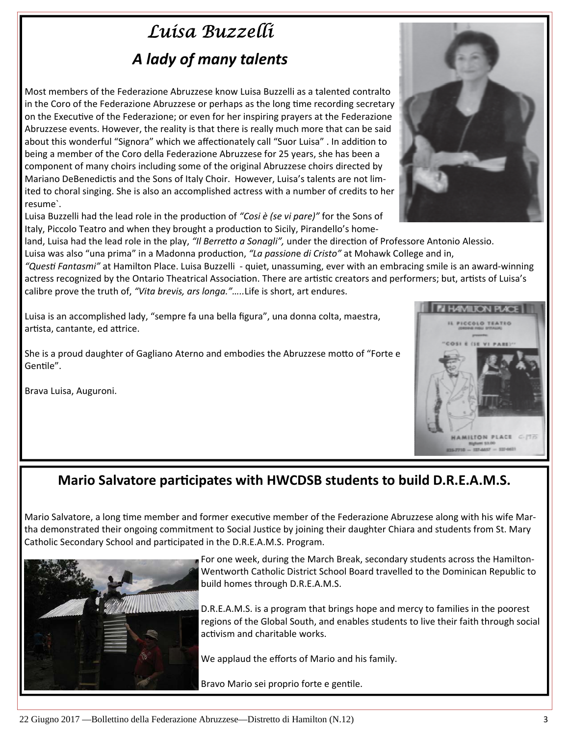# Luisa Buzzelli

## A lady of many talents

Most members of the Federazione Abruzzese know Luisa Buzzelli as a talented contralto in the Coro of the Federazione Abruzzese or perhaps as the long time recording secretary on the Executive of the Federazione; or even for her inspiring prayers at the Federazione Abruzzese events. However, the reality is that there is really much more that can be said about this wonderful "Signora" which we affectionately call "Suor Luisa" . In addition to being a member of the Coro della Federazione Abruzzese for 25 years, she has been a component of many choirs including some of the original Abruzzese choirs directed by Mariano DeBenedictis and the Sons of Italy Choir. However, Luisa's talents are not limited to choral singing. She is also an accomplished actress with a number of credits to her resume`.

Luisa Buzzelli had the lead role in the production of *"Cosi è (se vi pare)"* for the Sons of Italy, Piccolo Teatro and when they brought a production to Sicily, Pirandello's homeland, Luisa had the lead role in the play, *"Il Berretto a Sonagli",* under the direction of Professore Antonio Alessio. Luisa was also "una prima" in a Madonna production, *"La passione di Cristo"* at Mohawk College and in, *"Questi Fantasmi"* at Hamilton Place. Luisa Buzzelli - quiet, unassuming, ever with an embracing smile is an award-winning actress recognized by the Ontario Theatrical Association. There are artistic creators and performers; but, artists of Luisa's calibre prove the truth of, *"Vita brevis, ars longa."…..*Life is short, art endures.

Luisa is an accomplished lady, "sempre fa una bella figura", una donna colta, maestra, artista, cantante, ed attrice.

She is a proud daughter of Gagliano Aterno and embodies the Abruzzese motto of "Forte e Gentile".

Brava Luisa, Auguroni.

## Mario Salvatore participates with HWCDSB students to build D.R.E.A.M.S.

Mario Salvatore, a long time member and former executive member of the Federazione Abruzzese along with his wife Martha demonstrated their ongoing commitment to Social Justice by joining their daughter Chiara and students from St. Mary Catholic Secondary School and participated in the D.R.E.A.M.S. Program.

For one week, during the March Break, secondary students across the Hamilton-Wentworth Catholic District School Board travelled to the Dominican Republic to build homes through D.R.E.A.M.S.

D.R.E.A.M.S. is a program that brings hope and mercy to families in the poorest regions of the Global South, and enables students to live their faith through social activism and charitable works.

We applaud the efforts of Mario and his family.

Bravo Mario sei proprio forte e gentile.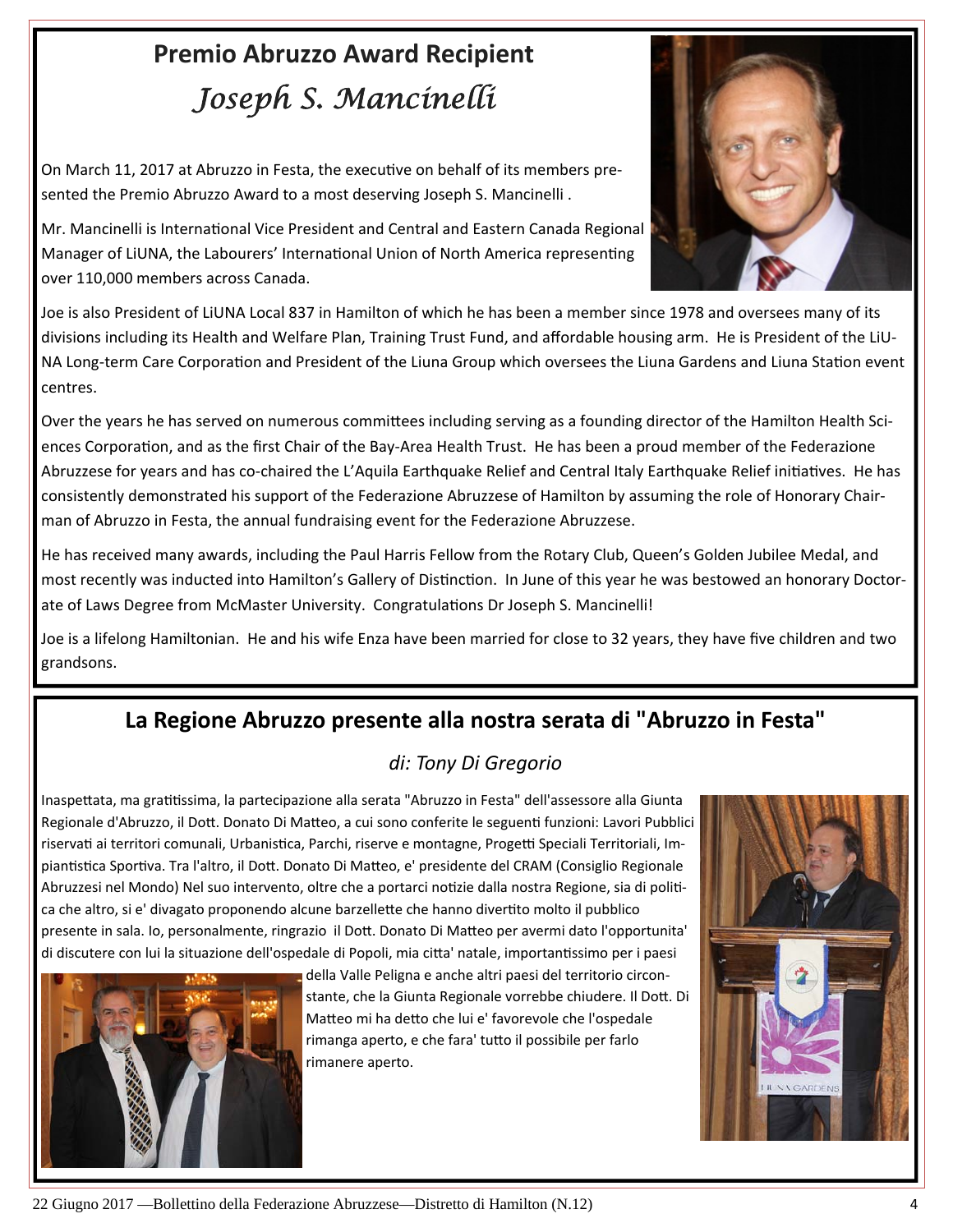# Premio Abruzzo Award Recipient

## *Joseph S. Mancinelli*

On March 11, 2017 at Abruzzo in Festa, the executive on behalf of its members presented the Premio Abruzzo Award to a most deserving Joseph S. Mancinelli .

Mr. Mancinelli is International Vice President and Central and Eastern Canada Regional Manager of LiUNA, the Labourers' International Union of North America representing over 110,000 members across Canada.

Joe is also President of LiUNA Local 837 in Hamilton of which he has been a member since 1978 and oversees many of its divisions including its Health and Welfare Plan, Training Trust Fund, and affordable housing arm. He is President of the LiUNA Long-term Care Corporation and President of the Liuna Group which oversees the Liuna Gardens and Liuna Station event centres.

Over the years he has served on numerous committees including serving as a founding director of the Hamilton Health Sciences Corporation, and as the first Chair of the Bay-Area Health Trust. He has been a proud member of the Federazione Abruzzese for years and has co-chaired the L'Aquila Earthquake Relief and Central Italy Earthquake Relief initiatives. He has consistently demonstrated his support of the Federazione Abruzzese of Hamilton by assuming the role of Honorary Chairman of Abruzzo in Festa, the annual fundraising event for the Federazione Abruzzese.

He has received many awards, including the Paul Harris Fellow from the Rotary Club, Queen's Golden Jubilee Medal, and most recently was inducted into Hamilton's Gallery of Distinction. In June of this year he was bestowed an honorary Doctorate of Laws Degree from McMaster University. Congratulations Dr Joseph S. Mancinelli!

Joe is a lifelong Hamiltonian. He and his wife Enza have been married for close to 32 years, they have five children and two grandsons.

## La Regione Abruzzo presente alla nostra serata di "Abruzzo in Festa"

*di: Tony Di Gregorio*

Inaspettata, ma gratitissima, la partecipazione alla serata "Abruzzo in Festa" dell'assessore alla Giunta Regionale d'Abruzzo, il Dott. Donato Di Matteo, a cui sono conferite le seguenti funzioni: Lavori Pubblici riservati ai territori comunali, Urbanistica, Parchi, riserve e montagne, Progetti Speciali Territoriali, Impiantistica Sportiva. Tra l'altro, il Dott. Donato Di Matteo, e' presidente del CRAM (Consiglio Regionale Abruzzesi nel Mondo) Nel suo intervento, oltre che a portarci notizie dalla nostra Regione, sia di politica che altro, si e' divagato proponendo alcune barzellette che hanno divertito molto il pubblico presente in sala. Io, personalmente, ringrazio il Dott. Donato Di Matteo per avermi dato l'opportunita' di discutere con lui la situazione dell'ospedale di Popoli, mia citta' natale, importantissimo per i paesi della Valle Peligna e anche altri paesi del territorio circonstante, che la Giunta Regionale vorrebbe chiudere. Il Dott. Di Matteo mi ha detto che lui e' favorevole che l'ospedale rimanga aperto, e che fara' tutto il possibile per farlo rimanere aperto.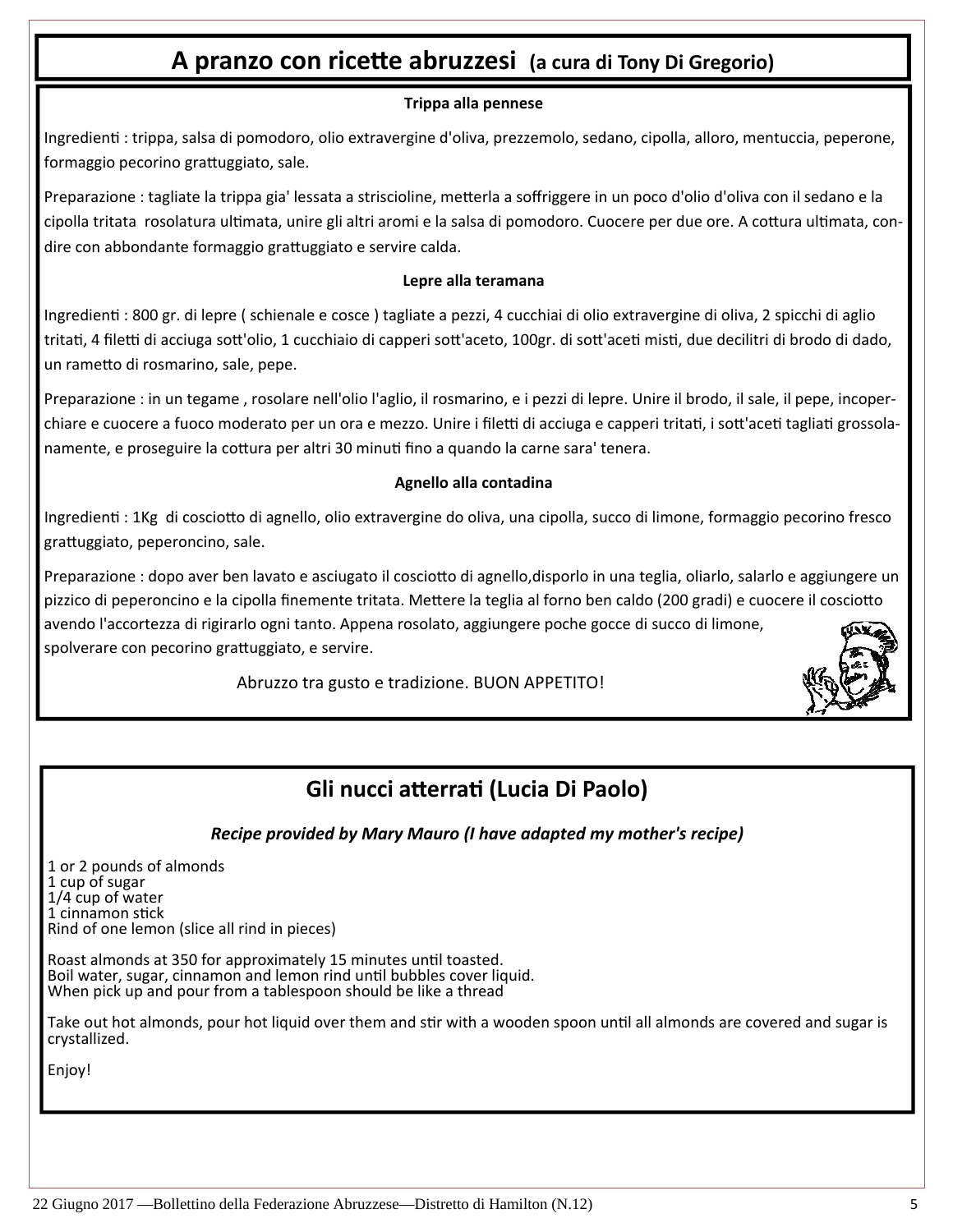## A pranzo con ricette abruzzesi (a cura di Tony Di Gregorio)

**Trippa alla pennese**

Ingredienti : trippa, salsa di pomodoro, olio extravergine d'oliva, prezzemolo, sedano, cipolla, alloro, mentuccia, peperone, formaggio pecorino grattuggiato, sale.

Preparazione : tagliate la trippa gia' lessata a striscioline, metterla a soffriggere in un poco d'olio d'oliva con il sedano e la cipolla tritata rosolatura ultimata, unire gli altri aromi e la salsa di pomodoro. Cuocere per due ore. A cottura ultimata, condire con abbondante formaggio grattuggiato e servire calda.

**Lepre alla teramana**

Ingredienti : 800 gr. di lepre ( schienale e cosce ) tagliate a pezzi, 4 cucchiai di olio extravergine di oliva, 2 spicchi di aglio tritati, 4 filetti di acciuga sott'olio, 1 cucchiaio di capperi sott'aceto, 100gr. di sott'aceti misti, due decilitri di brodo di dado, un rametto di rosmarino, sale, pepe.

Preparazione : in un tegame , rosolare nell'olio l'aglio, il rosmarino, e i pezzi di lepre. Unire il brodo, il sale, il pepe, incoperchiare e cuocere a fuoco moderato per un ora e mezzo. Unire i filetti di acciuga e capperi tritati, i sott'aceti tagliati grossolanamente, e proseguire la cottura per altri 30 minuti fino a quando la carne sara' tenera.

**Agnello alla contadina**

Ingredienti : 1Kg di cosciotto di agnello, olio extravergine do oliva, una cipolla, succo di limone, formaggio pecorino fresco grattuggiato, peperoncino, sale.

Preparazione : dopo aver ben lavato e asciugato il cosciotto di agnello,disporlo in una teglia, oliarlo, salarlo e aggiungere un pizzico di peperoncino e la cipolla finemente tritata. Mettere la teglia al forno ben caldo (200 gradi) e cuocere il cosciotto avendo l'accortezza di rigirarlo ogni tanto. Appena rosolato, aggiungere poche gocce di succo di limone, spolverare con pecorino grattuggiato, e servire.

Abruzzo tra gusto e tradizione. BUON APPETITO!

## Gli nucci atterrati (Lucia Di Paolo)

***Recipe provided by Mary Mauro (I have adapted my mother's recipe)***

1 or 2 pounds of almonds
1 cup of sugar
1/4 cup of water
1 cinnamon stick
Rind of one lemon (slice all rind in pieces)

Roast almonds at 350 for approximately 15 minutes until toasted.
Boil water, sugar, cinnamon and lemon rind until bubbles cover liquid.
When pick up and pour from a tablespoon should be like a thread

Take out hot almonds, pour hot liquid over them and stir with a wooden spoon until all almonds are covered and sugar is crystallized.

Enjoy!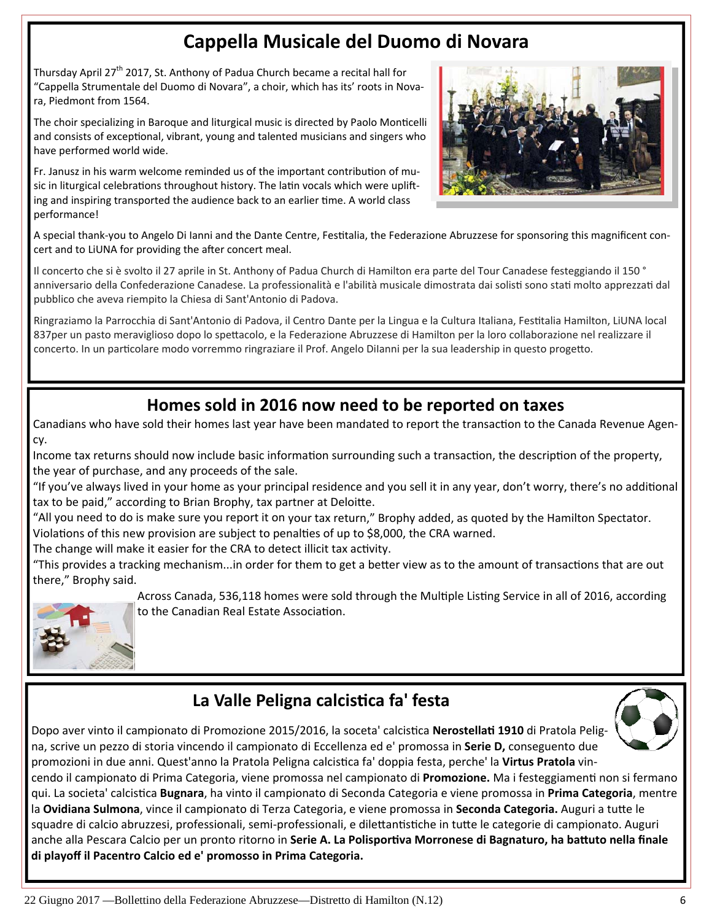## Cappella Musicale del Duomo di Novara

Thursday April 27th 2017, St. Anthony of Padua Church became a recital hall for "Cappella Strumentale del Duomo di Novara", a choir, which has its' roots in Novara, Piedmont from 1564.

The choir specializing in Baroque and liturgical music is directed by Paolo Monticelli and consists of exceptional, vibrant, young and talented musicians and singers who have performed world wide.

Fr. Janusz in his warm welcome reminded us of the important contribution of music in liturgical celebrations throughout history. The latin vocals which were uplifting and inspiring transported the audience back to an earlier time. A world class performance!

A special thank-you to Angelo Di Ianni and the Dante Centre, Festitalia, the Federazione Abruzzese for sponsoring this magnificent concert and to LiUNA for providing the after concert meal.

Il concerto che si è svolto il 27 aprile in St. Anthony of Padua Church di Hamilton era parte del Tour Canadese festeggiando il 150 ° anniversario della Confederazione Canadese. La professionalità e l'abilità musicale dimostrata dai solisti sono stati molto apprezzati dal pubblico che aveva riempito la Chiesa di Sant'Antonio di Padova.

Ringraziamo la Parrocchia di Sant'Antonio di Padova, il Centro Dante per la Lingua e la Cultura Italiana, Festitalia Hamilton, LiUNA local 837per un pasto meraviglioso dopo lo spettacolo, e la Federazione Abruzzese di Hamilton per la loro collaborazione nel realizzare il concerto. In un particolare modo vorremmo ringraziare il Prof. Angelo DiIanni per la sua leadership in questo progetto.

## Homes sold in 2016 now need to be reported on taxes

Canadians who have sold their homes last year have been mandated to report the transaction to the Canada Revenue Agency.

Income tax returns should now include basic information surrounding such a transaction, the description of the property, the year of purchase, and any proceeds of the sale.

"If you've always lived in your home as your principal residence and you sell it in any year, don't worry, there's no additional tax to be paid," according to Brian Brophy, tax partner at Deloitte.

"All you need to do is make sure you report it on your tax return," Brophy added, as quoted by the Hamilton Spectator.

Violations of this new provision are subject to penalties of up to $8,000, the CRA warned.

The change will make it easier for the CRA to detect illicit tax activity.

"This provides a tracking mechanism...in order for them to get a better view as to the amount of transactions that are out there," Brophy said.

Across Canada, 536,118 homes were sold through the Multiple Listing Service in all of 2016, according to the Canadian Real Estate Association.

## La Valle Peligna calcistica fa' festa

Dopo aver vinto il campionato di Promozione 2015/2016, la soceta' calcistica **Nerostellati 1910** di Pratola Peligna, scrive un pezzo di storia vincendo il campionato di Eccellenza ed e' promossa in **Serie D,** conseguento due promozioni in due anni. Quest'anno la Pratola Peligna calcistica fa' doppia festa, perche' la **Virtus Pratola** vincendo il campionato di Prima Categoria, viene promossa nel campionato di **Promozione.** Ma i festeggiamenti non si fermano qui. La societa' calcistica **Bugnara**, ha vinto il campionato di Seconda Categoria e viene promossa in **Prima Categoria**, mentre la **Ovidiana Sulmona**, vince il campionato di Terza Categoria, e viene promossa in **Seconda Categoria.** Auguri a tutte le squadre di calcio abruzzesi, professionali, semi-professionali, e dilettantistiche in tutte le categorie di campionato. Auguri anche alla Pescara Calcio per un pronto ritorno in **Serie A. La Polisportiva Morronese di Bagnaturo, ha battuto nella finale di playoff il Pacentro Calcio ed e' promosso in Prima Categoria.**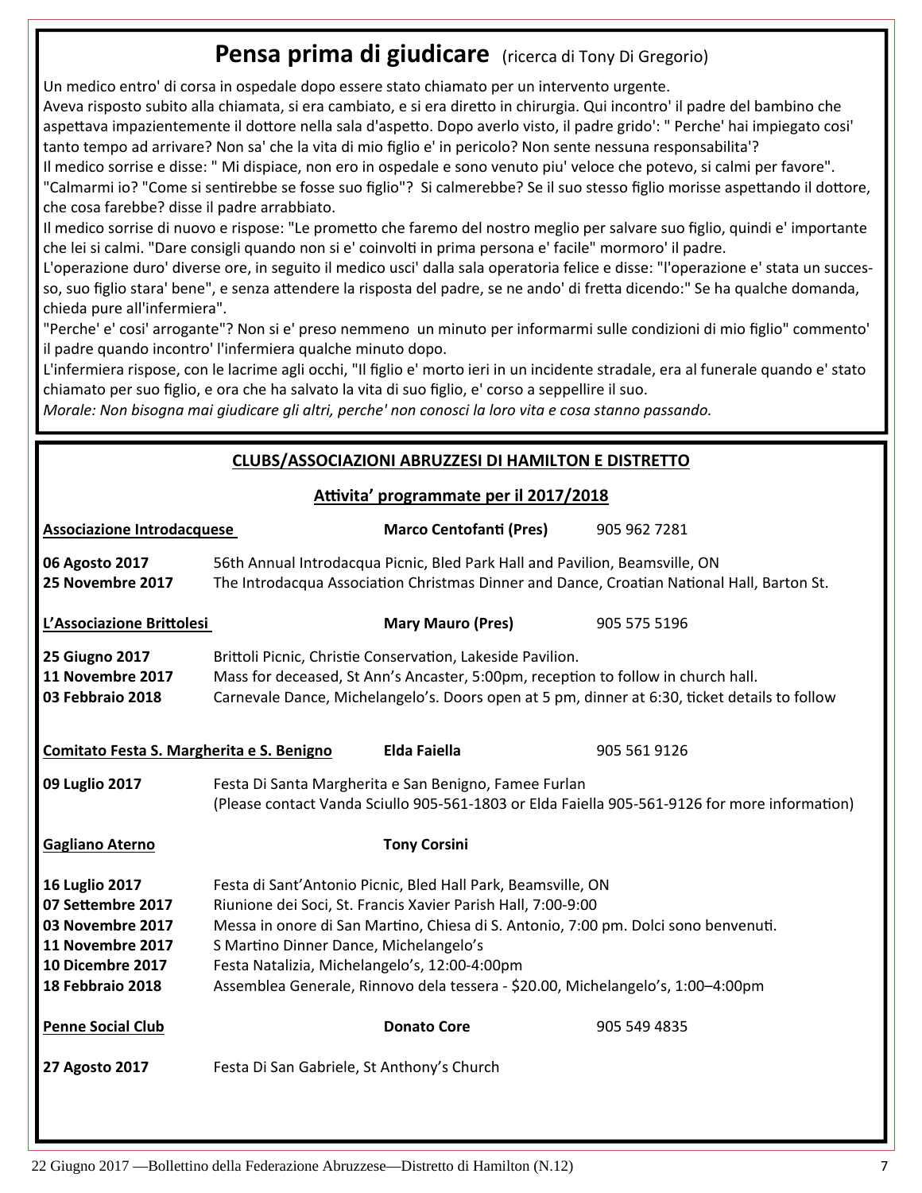## Pensa prima di giudicare (ricerca di Tony Di Gregorio)

Un medico entro' di corsa in ospedale dopo essere stato chiamato per un intervento urgente.
Aveva risposto subito alla chiamata, si era cambiato, e si era diretto in chirurgia. Qui incontro' il padre del bambino che aspettava impazientemente il dottore nella sala d'aspetto. Dopo averlo visto, il padre grido': " Perche' hai impiegato cosi' tanto tempo ad arrivare? Non sa' che la vita di mio figlio e' in pericolo? Non sente nessuna responsabilita'?
Il medico sorrise e disse: " Mi dispiace, non ero in ospedale e sono venuto piu' veloce che potevo, si calmi per favore".
"Calmarmi io? "Come si sentirebbe se fosse suo figlio"? Si calmerebbe? Se il suo stesso figlio morisse aspettando il dottore, che cosa farebbe? disse il padre arrabbiato.
Il medico sorrise di nuovo e rispose: "Le prometto che faremo del nostro meglio per salvare suo figlio, quindi e' importante che lei si calmi. "Dare consigli quando non si e' coinvolti in prima persona e' facile" mormoro' il padre.
L'operazione duro' diverse ore, in seguito il medico usci' dalla sala operatoria felice e disse: "l'operazione e' stata un successo, suo figlio stara' bene", e senza attendere la risposta del padre, se ne ando' di fretta dicendo:" Se ha qualche domanda, chieda pure all'infermiera".
"Perche' e' cosi' arrogante"? Non si e' preso nemmeno un minuto per informarmi sulle condizioni di mio figlio" commento' il padre quando incontro' l'infermiera qualche minuto dopo.
L'infermiera rispose, con le lacrime agli occhi, "Il figlio e' morto ieri in un incidente stradale, era al funerale quando e' stato chiamato per suo figlio, e ora che ha salvato la vita di suo figlio, e' corso a seppellire il suo.
*Morale: Non bisogna mai giudicare gli altri, perche' non conosci la loro vita e cosa stanno passando.*

## CLUBS/ASSOCIAZIONI ABRUZZESI DI HAMILTON E DISTRETTO

### Attivita' programmate per il 2017/2018

**Associazione Introdacquese** — **Marco Centofanti (Pres)** — 905 962 7281

**06 Agosto 2017** — 56th Annual Introdacqua Picnic, Bled Park Hall and Pavilion, Beamsville, ON
**25 Novembre 2017** — The Introdacqua Association Christmas Dinner and Dance, Croatian National Hall, Barton St.

**L'Associazione Brittolesi** — **Mary Mauro (Pres)** — 905 575 5196

**25 Giugno 2017** — Brittoli Picnic, Christie Conservation, Lakeside Pavilion.
**11 Novembre 2017** — Mass for deceased, St Ann's Ancaster, 5:00pm, reception to follow in church hall.
**03 Febbraio 2018** — Carnevale Dance, Michelangelo's. Doors open at 5 pm, dinner at 6:30, ticket details to follow

**Comitato Festa S. Margherita e S. Benigno** — **Elda Faiella** — 905 561 9126

**09 Luglio 2017** — Festa Di Santa Margherita e San Benigno, Famee Furlan
(Please contact Vanda Sciullo 905-561-1803 or Elda Faiella 905-561-9126 for more information)

**Gagliano Aterno** — **Tony Corsini**

**16 Luglio 2017** — Festa di Sant'Antonio Picnic, Bled Hall Park, Beamsville, ON
**07 Settembre 2017** — Riunione dei Soci, St. Francis Xavier Parish Hall, 7:00-9:00
**03 Novembre 2017** — Messa in onore di San Martino, Chiesa di S. Antonio, 7:00 pm. Dolci sono benvenuti.
**11 Novembre 2017** — S Martino Dinner Dance, Michelangelo's
**10 Dicembre 2017** — Festa Natalizia, Michelangelo's, 12:00-4:00pm
**18 Febbraio 2018** — Assemblea Generale, Rinnovo dela tessera - $20.00, Michelangelo's, 1:00–4:00pm

**Penne Social Club** — **Donato Core** — 905 549 4835

**27 Agosto 2017** — Festa Di San Gabriele, St Anthony's Church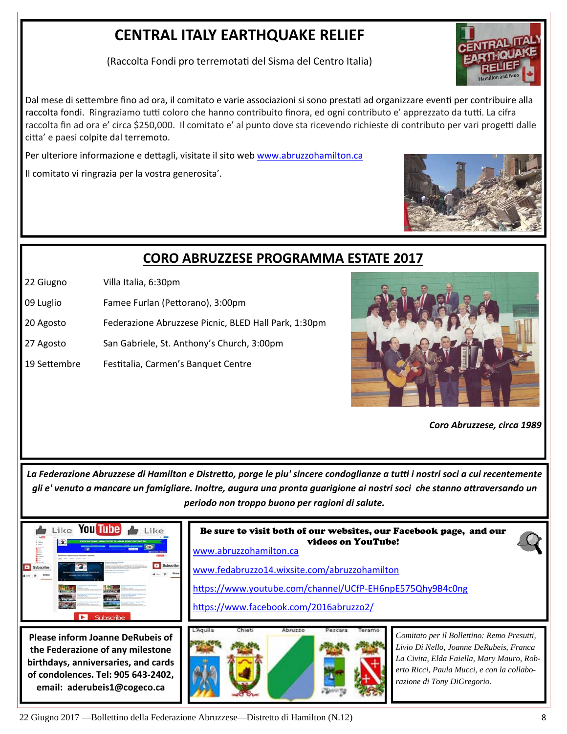# CENTRAL ITALY EARTHQUAKE RELIEF

(Raccolta Fondi pro terremotati del Sisma del Centro Italia)

Dal mese di settembre fino ad ora, il comitato e varie associazioni si sono prestati ad organizzare eventi per contribuire alla raccolta fondi. Ringraziamo tutti coloro che hanno contribuito finora, ed ogni contributo e' apprezzato da tutti. La cifra raccolta fin ad ora e' circa $250,000. Il comitato e' al punto dove sta ricevendo richieste di contributo per vari progetti dalle citta' e paesi colpite dal terremoto.

Per ulteriore informazione e dettagli, visitate il sito web www.abruzzohamilton.ca

Il comitato vi ringrazia per la vostra generosita'.

## CORO ABRUZZESE PROGRAMMA ESTATE 2017

| | |
|---|---|
| 22 Giugno | Villa Italia, 6:30pm |
| 09 Luglio | Famee Furlan (Pettorano), 3:00pm |
| 20 Agosto | Federazione Abruzzese Picnic, BLED Hall Park, 1:30pm |
| 27 Agosto | San Gabriele, St. Anthony's Church, 3:00pm |
| 19 Settembre | Festitalia, Carmen's Banquet Centre |

***Coro Abruzzese, circa 1989***

***La Federazione Abruzzese di Hamilton e Distretto, porge le piu' sincere condoglianze a tutti i nostri soci a cui recentemente gli e' venuto a mancare un famigliare. Inoltre, augura una pronta guarigione ai nostri soci che stanno attraversando un periodo non troppo buono per ragioni di salute.***

**Be sure to visit both of our websites, our Facebook page, and our videos on YouTube!**

www.abruzzohamilton.ca

www.fedabruzzo14.wixsite.com/abruzzohamilton

https://www.youtube.com/channel/UCfP-EH6npE575Qhy9B4c0ng

https://www.facebook.com/2016abruzzo2/

**Please inform Joanne DeRubeis of the Federazione of any milestone birthdays, anniversaries, and cards of condolences. Tel: 905 643-2402, email: aderubeis1@cogeco.ca**

L'Aquila Chieti Abruzzo Pescara Teramo

*Comitato per il Bollettino: Remo Presutti, Livio Di Nello, Joanne DeRubeis, Franca La Civita, Elda Faiella, Mary Mauro, Roberto Ricci, Paula Mucci, e con la collaborazione di Tony DiGregorio.*